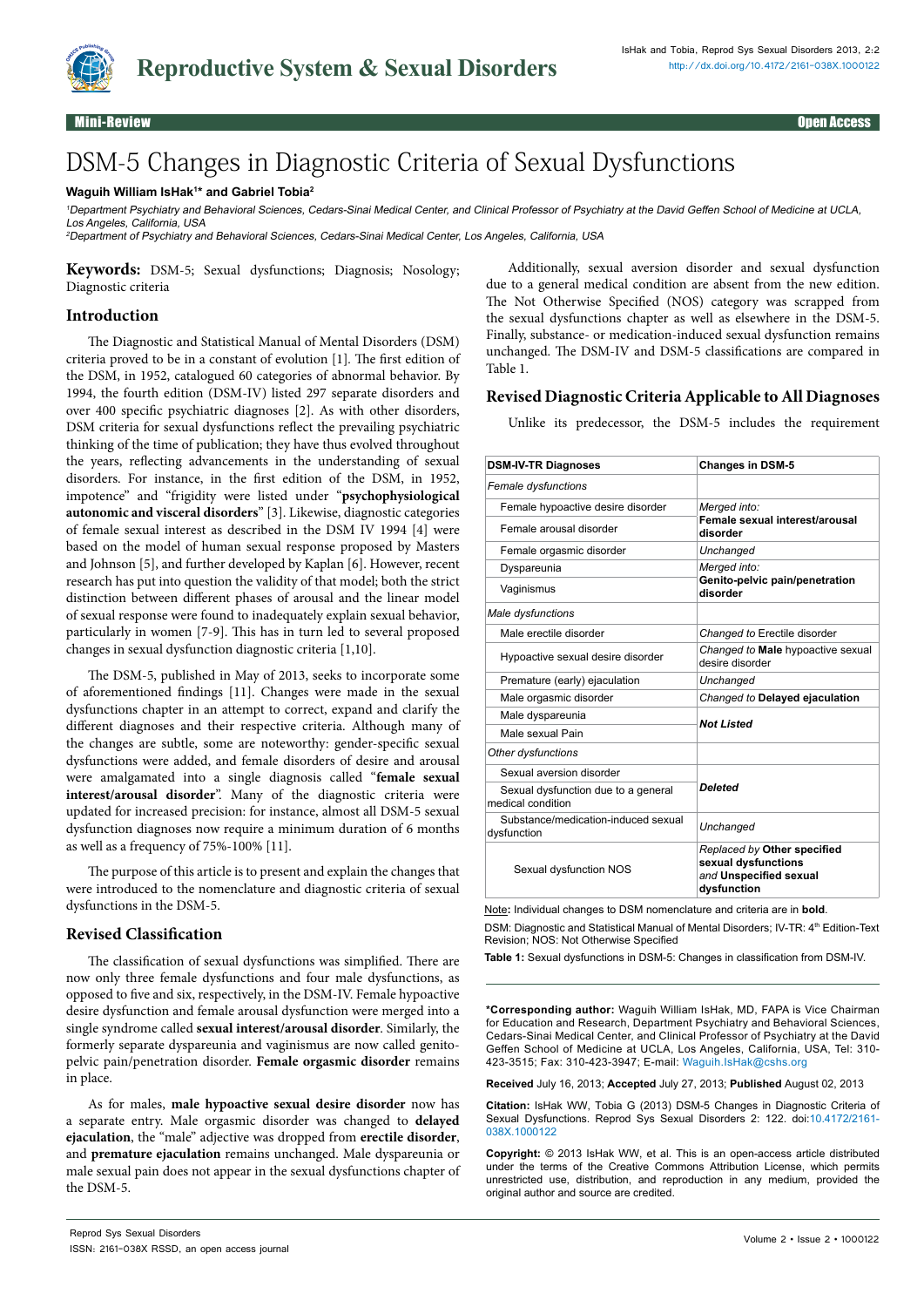Mini-Review | Open Access

# DSM-5 Changes in Diagnostic Criteria of Sexual Dysfunctions

**Waguih William IsHak[1]* and Gabriel Tobia[2]**

*[1]Department Psychiatry and Behavioral Sciences, Cedars-Sinai Medical Center, and Clinical Professor of Psychiatry at the David Geffen School of Medicine at UCLA, Los Angeles, California, USA*
*[2]Department of Psychiatry and Behavioral Sciences, Cedars-Sinai Medical Center, Los Angeles, California, USA*

**Keywords:** DSM-5; Sexual dysfunctions; Diagnosis; Nosology; Diagnostic criteria

## Introduction

The Diagnostic and Statistical Manual of Mental Disorders (DSM) criteria proved to be in a constant of evolution [1]. The first edition of the DSM, in 1952, catalogued 60 categories of abnormal behavior. By 1994, the fourth edition (DSM-IV) listed 297 separate disorders and over 400 specific psychiatric diagnoses [2]. As with other disorders, DSM criteria for sexual dysfunctions reflect the prevailing psychiatric thinking of the time of publication; they have thus evolved throughout the years, reflecting advancements in the understanding of sexual disorders. For instance, in the first edition of the DSM, in 1952, impotence" and "frigidity were listed under "**psychophysiological autonomic and visceral disorders**" [3]. Likewise, diagnostic categories of female sexual interest as described in the DSM IV 1994 [4] were based on the model of human sexual response proposed by Masters and Johnson [5], and further developed by Kaplan [6]. However, recent research has put into question the validity of that model; both the strict distinction between different phases of arousal and the linear model of sexual response were found to inadequately explain sexual behavior, particularly in women [7-9]. This has in turn led to several proposed changes in sexual dysfunction diagnostic criteria [1,10].

The DSM-5, published in May of 2013, seeks to incorporate some of aforementioned findings [11]. Changes were made in the sexual dysfunctions chapter in an attempt to correct, expand and clarify the different diagnoses and their respective criteria. Although many of the changes are subtle, some are noteworthy: gender-specific sexual dysfunctions were added, and female disorders of desire and arousal were amalgamated into a single diagnosis called "**female sexual interest/arousal disorder**". Many of the diagnostic criteria were updated for increased precision: for instance, almost all DSM-5 sexual dysfunction diagnoses now require a minimum duration of 6 months as well as a frequency of 75%-100% [11].

The purpose of this article is to present and explain the changes that were introduced to the nomenclature and diagnostic criteria of sexual dysfunctions in the DSM-5.

## Revised Classification

The classification of sexual dysfunctions was simplified. There are now only three female dysfunctions and four male dysfunctions, as opposed to five and six, respectively, in the DSM-IV. Female hypoactive desire dysfunction and female arousal dysfunction were merged into a single syndrome called **sexual interest/arousal disorder**. Similarly, the formerly separate dyspareunia and vaginismus are now called genito-pelvic pain/penetration disorder. **Female orgasmic disorder** remains in place.

As for males, **male hypoactive sexual desire disorder** now has a separate entry. Male orgasmic disorder was changed to **delayed ejaculation**, the "male" adjective was dropped from **erectile disorder**, and **premature ejaculation** remains unchanged. Male dyspareunia or male sexual pain does not appear in the sexual dysfunctions chapter of the DSM-5.

Additionally, sexual aversion disorder and sexual dysfunction due to a general medical condition are absent from the new edition. The Not Otherwise Specified (NOS) category was scrapped from the sexual dysfunctions chapter as well as elsewhere in the DSM-5. Finally, substance- or medication-induced sexual dysfunction remains unchanged. The DSM-IV and DSM-5 classifications are compared in Table 1.

## Revised Diagnostic Criteria Applicable to All Diagnoses

Unlike its predecessor, the DSM-5 includes the requirement

| DSM-IV-TR Diagnoses | Changes in DSM-5 |
|---|---|
| *Female dysfunctions* | |
| Female hypoactive desire disorder | *Merged into:* **Female sexual interest/arousal disorder** |
| Female arousal disorder | |
| Female orgasmic disorder | *Unchanged* |
| Dyspareunia | *Merged into:* **Genito-pelvic pain/penetration disorder** |
| Vaginismus | |
| *Male dysfunctions* | |
| Male erectile disorder | *Changed to* Erectile disorder |
| Hypoactive sexual desire disorder | *Changed to* **Male** hypoactive sexual desire disorder |
| Premature (early) ejaculation | *Unchanged* |
| Male orgasmic disorder | *Changed to* **Delayed ejaculation** |
| Male dyspareunia | ***Not Listed*** |
| Male sexual Pain | |
| *Other dysfunctions* | |
| Sexual aversion disorder | ***Deleted*** |
| Sexual dysfunction due to a general medical condition | |
| Substance/medication-induced sexual dysfunction | *Unchanged* |
| Sexual dysfunction NOS | *Replaced by* **Other specified sexual dysfunctions** *and* **Unspecified sexual dysfunction** |

Note: Individual changes to DSM nomenclature and criteria are in **bold**.
DSM: Diagnostic and Statistical Manual of Mental Disorders; IV-TR: 4th Edition-Text Revision; NOS: Not Otherwise Specified

**Table 1:** Sexual dysfunctions in DSM-5: Changes in classification from DSM-IV.

**\*Corresponding author:** Waguih William IsHak, MD, FAPA is Vice Chairman for Education and Research, Department Psychiatry and Behavioral Sciences, Cedars-Sinai Medical Center, and Clinical Professor of Psychiatry at the David Geffen School of Medicine at UCLA, Los Angeles, California, USA, Tel: 310-423-3515; Fax: 310-423-3947; E-mail: Waguih.IsHak@cshs.org

**Received** July 16, 2013; **Accepted** July 27, 2013; **Published** August 02, 2013

**Citation:** IsHak WW, Tobia G (2013) DSM-5 Changes in Diagnostic Criteria of Sexual Dysfunctions. Reprod Sys Sexual Disorders 2: 122. doi:10.4172/2161-038X.1000122

**Copyright:** © 2013 IsHak WW, et al. This is an open-access article distributed under the terms of the Creative Commons Attribution License, which permits unrestricted use, distribution, and reproduction in any medium, provided the original author and source are credited.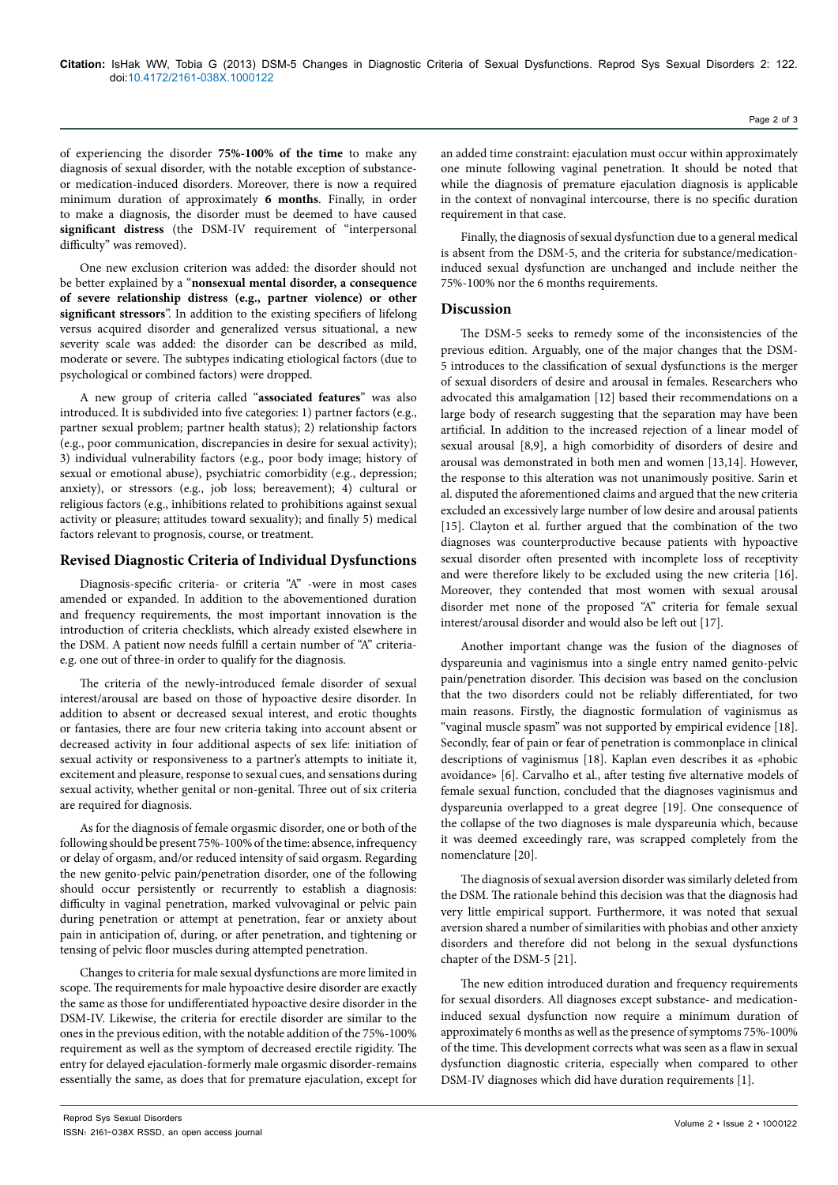of experiencing the disorder **75%-100% of the time** to make any diagnosis of sexual disorder, with the notable exception of substance- or medication-induced disorders. Moreover, there is now a required minimum duration of approximately **6 months**. Finally, in order to make a diagnosis, the disorder must be deemed to have caused **significant distress** (the DSM-IV requirement of "interpersonal difficulty" was removed).

One new exclusion criterion was added: the disorder should not be better explained by a "**nonsexual mental disorder, a consequence of severe relationship distress (e.g., partner violence) or other significant stressors**". In addition to the existing specifiers of lifelong versus acquired disorder and generalized versus situational, a new severity scale was added: the disorder can be described as mild, moderate or severe. The subtypes indicating etiological factors (due to psychological or combined factors) were dropped.

A new group of criteria called "**associated features**" was also introduced. It is subdivided into five categories: 1) partner factors (e.g., partner sexual problem; partner health status); 2) relationship factors (e.g., poor communication, discrepancies in desire for sexual activity); 3) individual vulnerability factors (e.g., poor body image; history of sexual or emotional abuse), psychiatric comorbidity (e.g., depression; anxiety), or stressors (e.g., job loss; bereavement); 4) cultural or religious factors (e.g., inhibitions related to prohibitions against sexual activity or pleasure; attitudes toward sexuality); and finally 5) medical factors relevant to prognosis, course, or treatment.

## Revised Diagnostic Criteria of Individual Dysfunctions

Diagnosis-specific criteria- or criteria "A" -were in most cases amended or expanded. In addition to the abovementioned duration and frequency requirements, the most important innovation is the introduction of criteria checklists, which already existed elsewhere in the DSM. A patient now needs fulfill a certain number of "A" criteria- e.g. one out of three-in order to qualify for the diagnosis.

The criteria of the newly-introduced female disorder of sexual interest/arousal are based on those of hypoactive desire disorder. In addition to absent or decreased sexual interest, and erotic thoughts or fantasies, there are four new criteria taking into account absent or decreased activity in four additional aspects of sex life: initiation of sexual activity or responsiveness to a partner's attempts to initiate it, excitement and pleasure, response to sexual cues, and sensations during sexual activity, whether genital or non-genital. Three out of six criteria are required for diagnosis.

As for the diagnosis of female orgasmic disorder, one or both of the following should be present 75%-100% of the time: absence, infrequency or delay of orgasm, and/or reduced intensity of said orgasm. Regarding the new genito-pelvic pain/penetration disorder, one of the following should occur persistently or recurrently to establish a diagnosis: difficulty in vaginal penetration, marked vulvovaginal or pelvic pain during penetration or attempt at penetration, fear or anxiety about pain in anticipation of, during, or after penetration, and tightening or tensing of pelvic floor muscles during attempted penetration.

Changes to criteria for male sexual dysfunctions are more limited in scope. The requirements for male hypoactive desire disorder are exactly the same as those for undifferentiated hypoactive desire disorder in the DSM-IV. Likewise, the criteria for erectile disorder are similar to the ones in the previous edition, with the notable addition of the 75%-100% requirement as well as the symptom of decreased erectile rigidity. The entry for delayed ejaculation-formerly male orgasmic disorder-remains essentially the same, as does that for premature ejaculation, except for an added time constraint: ejaculation must occur within approximately one minute following vaginal penetration. It should be noted that while the diagnosis of premature ejaculation diagnosis is applicable in the context of nonvaginal intercourse, there is no specific duration requirement in that case.

Finally, the diagnosis of sexual dysfunction due to a general medical is absent from the DSM-5, and the criteria for substance/medication-induced sexual dysfunction are unchanged and include neither the 75%-100% nor the 6 months requirements.

## Discussion

The DSM-5 seeks to remedy some of the inconsistencies of the previous edition. Arguably, one of the major changes that the DSM-5 introduces to the classification of sexual dysfunctions is the merger of sexual disorders of desire and arousal in females. Researchers who advocated this amalgamation [12] based their recommendations on a large body of research suggesting that the separation may have been artificial. In addition to the increased rejection of a linear model of sexual arousal [8,9], a high comorbidity of disorders of desire and arousal was demonstrated in both men and women [13,14]. However, the response to this alteration was not unanimously positive. Sarin et al. disputed the aforementioned claims and argued that the new criteria excluded an excessively large number of low desire and arousal patients [15]. Clayton et al. further argued that the combination of the two diagnoses was counterproductive because patients with hypoactive sexual disorder often presented with incomplete loss of receptivity and were therefore likely to be excluded using the new criteria [16]. Moreover, they contended that most women with sexual arousal disorder met none of the proposed "A" criteria for female sexual interest/arousal disorder and would also be left out [17].

Another important change was the fusion of the diagnoses of dyspareunia and vaginismus into a single entry named genito-pelvic pain/penetration disorder. This decision was based on the conclusion that the two disorders could not be reliably differentiated, for two main reasons. Firstly, the diagnostic formulation of vaginismus as "vaginal muscle spasm" was not supported by empirical evidence [18]. Secondly, fear of pain or fear of penetration is commonplace in clinical descriptions of vaginismus [18]. Kaplan even describes it as «phobic avoidance» [6]. Carvalho et al., after testing five alternative models of female sexual function, concluded that the diagnoses vaginismus and dyspareunia overlapped to a great degree [19]. One consequence of the collapse of the two diagnoses is male dyspareunia which, because it was deemed exceedingly rare, was scrapped completely from the nomenclature [20].

The diagnosis of sexual aversion disorder was similarly deleted from the DSM. The rationale behind this decision was that the diagnosis had very little empirical support. Furthermore, it was noted that sexual aversion shared a number of similarities with phobias and other anxiety disorders and therefore did not belong in the sexual dysfunctions chapter of the DSM-5 [21].

The new edition introduced duration and frequency requirements for sexual disorders. All diagnoses except substance- and medication-induced sexual dysfunction now require a minimum duration of approximately 6 months as well as the presence of symptoms 75%-100% of the time. This development corrects what was seen as a flaw in sexual dysfunction diagnostic criteria, especially when compared to other DSM-IV diagnoses which did have duration requirements [1].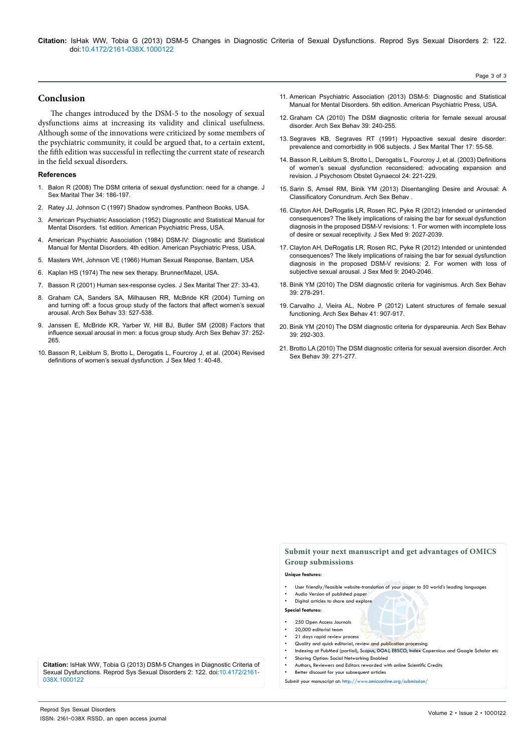## Conclusion

The changes introduced by the DSM-5 to the nosology of sexual dysfunctions aims at increasing its validity and clinical usefulness. Although some of the innovations were criticized by some members of the psychiatric community, it could be argued that, to a certain extent, the fifth edition was successful in reflecting the current state of research in the field sexual disorders.

### References

1. Balon R (2008) The DSM criteria of sexual dysfunction: need for a change. J Sex Marital Ther 34: 186-197.
2. Ratey JJ, Johnson C (1997) Shadow syndromes. Pantheon Books, USA.
3. American Psychiatric Association (1952) Diagnostic and Statistical Manual for Mental Disorders. 1st edition. American Psychiatric Press, USA.
4. American Psychiatric Association (1984) DSM-IV: Diagnostic and Statistical Manual for Mental Disorders. 4th edition. American Psychiatric Press, USA.
5. Masters WH, Johnson VE (1966) Human Sexual Response, Bantam, USA
6. Kaplan HS (1974) The new sex therapy. Brunner/Mazel, USA.
7. Basson R (2001) Human sex-response cycles. J Sex Marital Ther 27: 33-43.
8. Graham CA, Sanders SA, Milhausen RR, McBride KR (2004) Turning on and turning off: a focus group study of the factors that affect women's sexual arousal. Arch Sex Behav 33: 527-538.
9. Janssen E, McBride KR, Yarber W, Hill BJ, Butler SM (2008) Factors that influence sexual arousal in men: a focus group study. Arch Sex Behav 37: 252-265.
10. Basson R, Leiblum S, Brotto L, Derogatis L, Fourcroy J, et al. (2004) Revised definitions of women's sexual dysfunction. J Sex Med 1: 40-48.
11. American Psychiatric Association (2013) DSM-5: Diagnostic and Statistical Manual for Mental Disorders. 5th edition. American Psychiatric Press, USA.
12. Graham CA (2010) The DSM diagnostic criteria for female sexual arousal disorder. Arch Sex Behav 39: 240-255.
13. Segraves KB, Segraves RT (1991) Hypoactive sexual desire disorder: prevalence and comorbidity in 906 subjects. J Sex Marital Ther 17: 55-58.
14. Basson R, Leiblum S, Brotto L, Derogatis L, Fourcroy J, et al. (2003) Definitions of women's sexual dysfunction reconsidered: advocating expansion and revision. J Psychosom Obstet Gynaecol 24: 221-229.
15. Sarin S, Amsel RM, Binik YM (2013) Disentangling Desire and Arousal: A Classificatory Conundrum. Arch Sex Behav .
16. Clayton AH, DeRogatis LR, Rosen RC, Pyke R (2012) Intended or unintended consequences? The likely implications of raising the bar for sexual dysfunction diagnosis in the proposed DSM-V revisions: 1. For women with incomplete loss of desire or sexual receptivity. J Sex Med 9: 2027-2039.
17. Clayton AH, DeRogatis LR, Rosen RC, Pyke R (2012) Intended or unintended consequences? The likely implications of raising the bar for sexual dysfunction diagnosis in the proposed DSM-V revisions: 2. For women with loss of subjective sexual arousal. J Sex Med 9: 2040-2046.
18. Binik YM (2010) The DSM diagnostic criteria for vaginismus. Arch Sex Behav 39: 278-291.
19. Carvalho J, Vieira AL, Nobre P (2012) Latent structures of female sexual functioning. Arch Sex Behav 41: 907-917.
20. Binik YM (2010) The DSM diagnostic criteria for dyspareunia. Arch Sex Behav 39: 292-303.
21. Brotto LA (2010) The DSM diagnostic criteria for sexual aversion disorder. Arch Sex Behav 39: 271-277.

**Citation:** IsHak WW, Tobia G (2013) DSM-5 Changes in Diagnostic Criteria of Sexual Dysfunctions. Reprod Sys Sexual Disorders 2: 122. doi:10.4172/2161-038X.1000122

**Submit your next manuscript and get advantages of OMICS Group submissions**

**Unique features:**

- User friendly/feasible website-translation of your paper to 50 world's leading languages
- Audio Version of published paper
- Digital articles to share and explore

**Special features:**

- 250 Open Access Journals
- 20,000 editorial team
- 21 days rapid review process
- Quality and quick editorial, review and publication processing
- Indexing at PubMed (partial), Scopus, DOAJ, EBSCO, Index Copernicus and Google Scholar etc
- Sharing Option: Social Networking Enabled
- Authors, Reviewers and Editors rewarded with online Scientific Credits
- Better discount for your subsequent articles

Submit your manuscript at: http://www.omicsonline.org/submission/